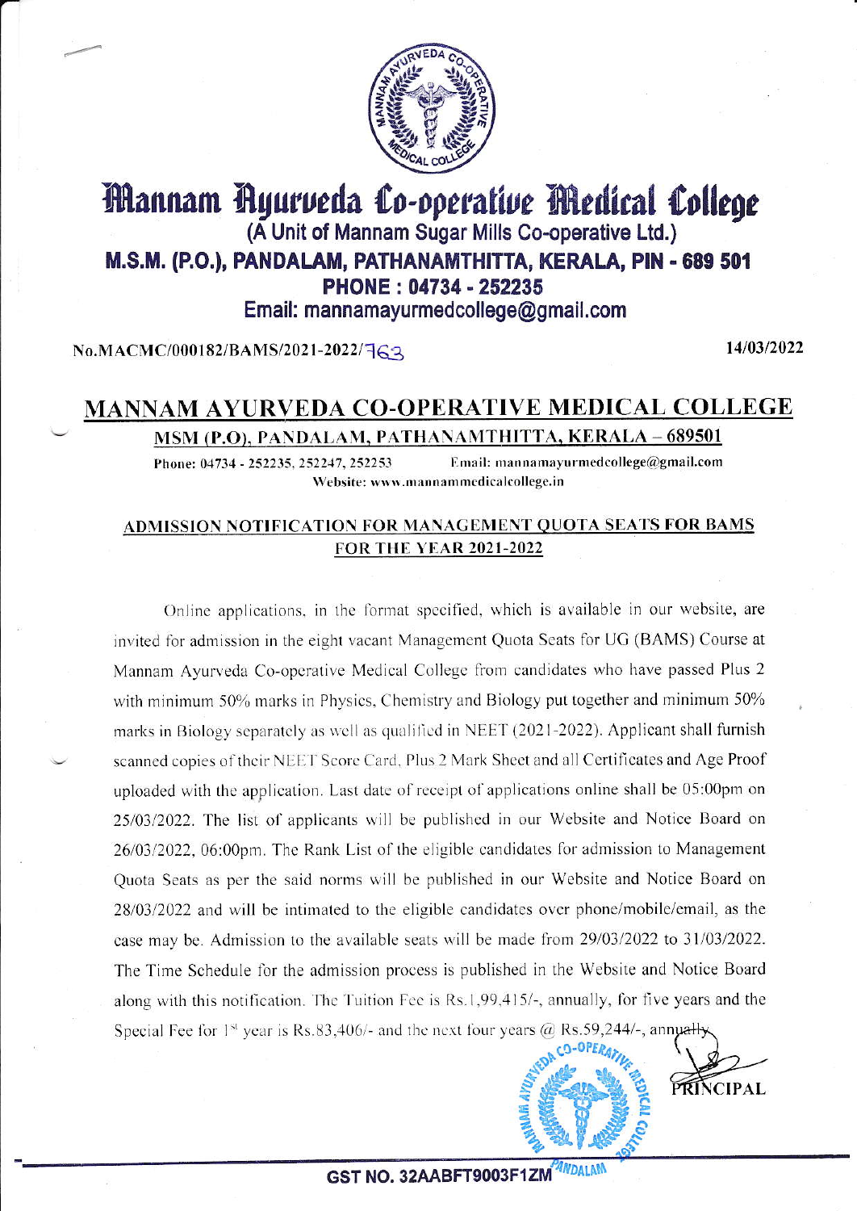# Mannam Ayurveda Co-operative Medical College

(A Unit of Mannam Sugar Mills Co-operative Ltd.)

**M.S.M. (P.O.), PANDALAM, PATHANAMTHITTA, KERALA, PIN - 689 501**

**PHONE : 04734 - 252235**

Email: mannamayurmedcollege@gmail.com

No.MACMC/000182/BAMS/2021-2022/763 14/03/2022

## MANNAM AYURVEDA CO-OPERATIVE MEDICAL COLLEGE

**MSM (P.O), PANDALAM, PATHANAMTHITTA, KERALA – 689501**

Phone: 04734 - 252235, 252247, 252253 Email: mannamayurmedcollege@gmail.com

Website: www.mannammedicalcollege.in

### ADMISSION NOTIFICATION FOR MANAGEMENT QUOTA SEATS FOR BAMS FOR THE YEAR 2021-2022

Online applications, in the format specified, which is available in our website, are invited for admission in the eight vacant Management Quota Seats for UG (BAMS) Course at Mannam Ayurveda Co-operative Medical College from candidates who have passed Plus 2 with minimum 50% marks in Physics, Chemistry and Biology put together and minimum 50% marks in Biology separately as well as qualified in NEET (2021-2022). Applicant shall furnish scanned copies of their NEET Score Card, Plus 2 Mark Sheet and all Certificates and Age Proof uploaded with the application. Last date of receipt of applications online shall be 05:00pm on 25/03/2022. The list of applicants will be published in our Website and Notice Board on 26/03/2022, 06:00pm. The Rank List of the eligible candidates for admission to Management Quota Seats as per the said norms will be published in our Website and Notice Board on 28/03/2022 and will be intimated to the eligible candidates over phone/mobile/email, as the case may be. Admission to the available seats will be made from 29/03/2022 to 31/03/2022. The Time Schedule for the admission process is published in the Website and Notice Board along with this notification. The Tuition Fee is Rs.1,99,415/-, annually, for five years and the Special Fee for 1[st] year is Rs.83,406/- and the next four years @ Rs.59,244/-, annually.

PRINCIPAL

GST NO. 32AABFT9003F1ZM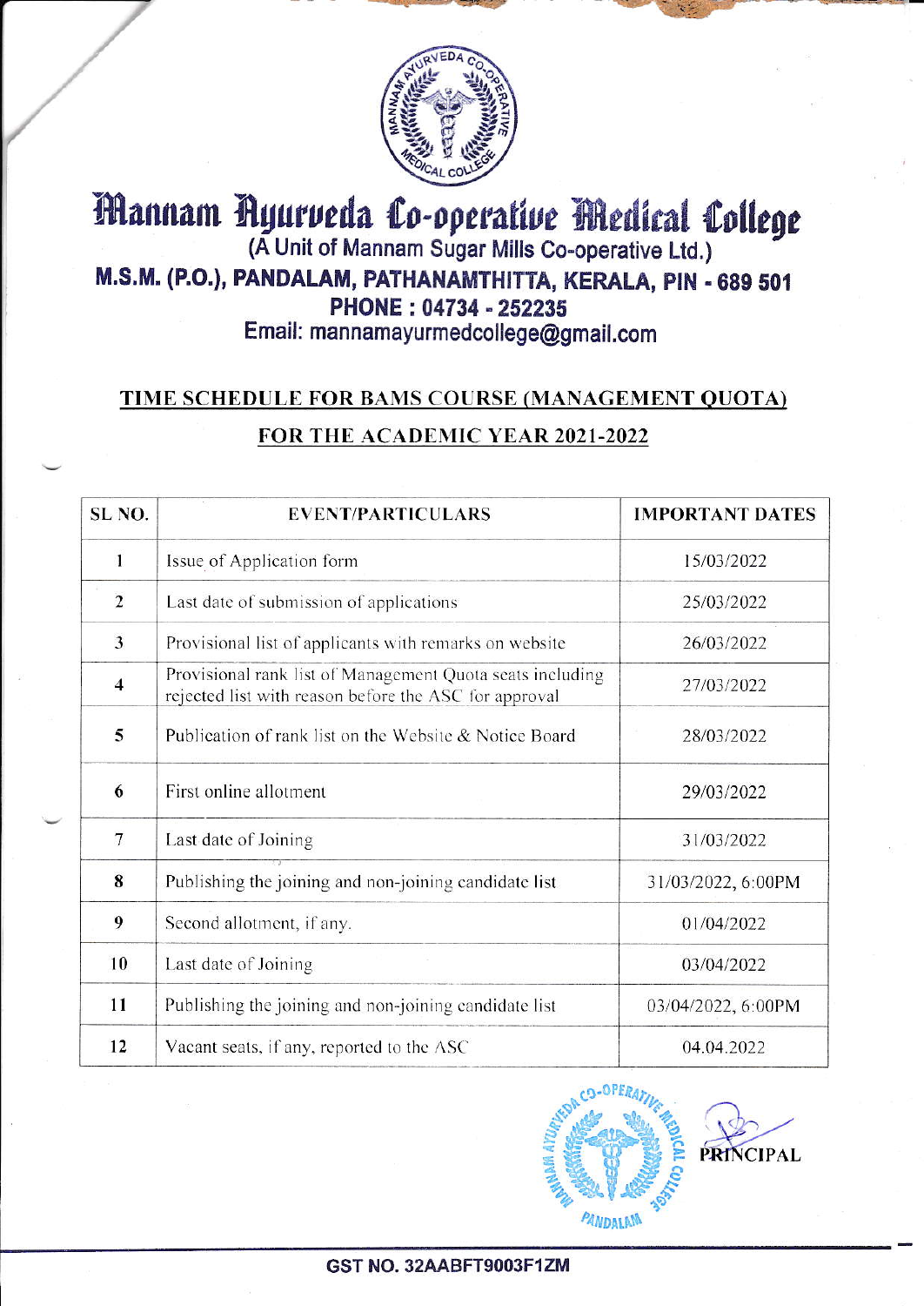# Mannam Ayurveda Co-operative Medical College

(A Unit of Mannam Sugar Mills Co-operative Ltd.)

**M.S.M. (P.O.), PANDALAM, PATHANAMTHITTA, KERALA, PIN - 689 501**

**PHONE : 04734 - 252235**

Email: mannamayurmedcollege@gmail.com

## TIME SCHEDULE FOR BAMS COURSE (MANAGEMENT QUOTA) FOR THE ACADEMIC YEAR 2021-2022

| SL NO. | EVENT/PARTICULARS | IMPORTANT DATES |
|---|---|---|
| 1 | Issue of Application form | 15/03/2022 |
| 2 | Last date of submission of applications | 25/03/2022 |
| 3 | Provisional list of applicants with remarks on website | 26/03/2022 |
| 4 | Provisional rank list of Management Quota seats including rejected list with reason before the ASC for approval | 27/03/2022 |
| 5 | Publication of rank list on the Website & Notice Board | 28/03/2022 |
| 6 | First online allotment | 29/03/2022 |
| 7 | Last date of Joining | 31/03/2022 |
| 8 | Publishing the joining and non-joining candidate list | 31/03/2022, 6:00PM |
| 9 | Second allotment, if any. | 01/04/2022 |
| 10 | Last date of Joining | 03/04/2022 |
| 11 | Publishing the joining and non-joining candidate list | 03/04/2022, 6:00PM |
| 12 | Vacant seats, if any, reported to the ASC | 04.04.2022 |

PRINCIPAL

GST NO. 32AABFT9003F1ZM